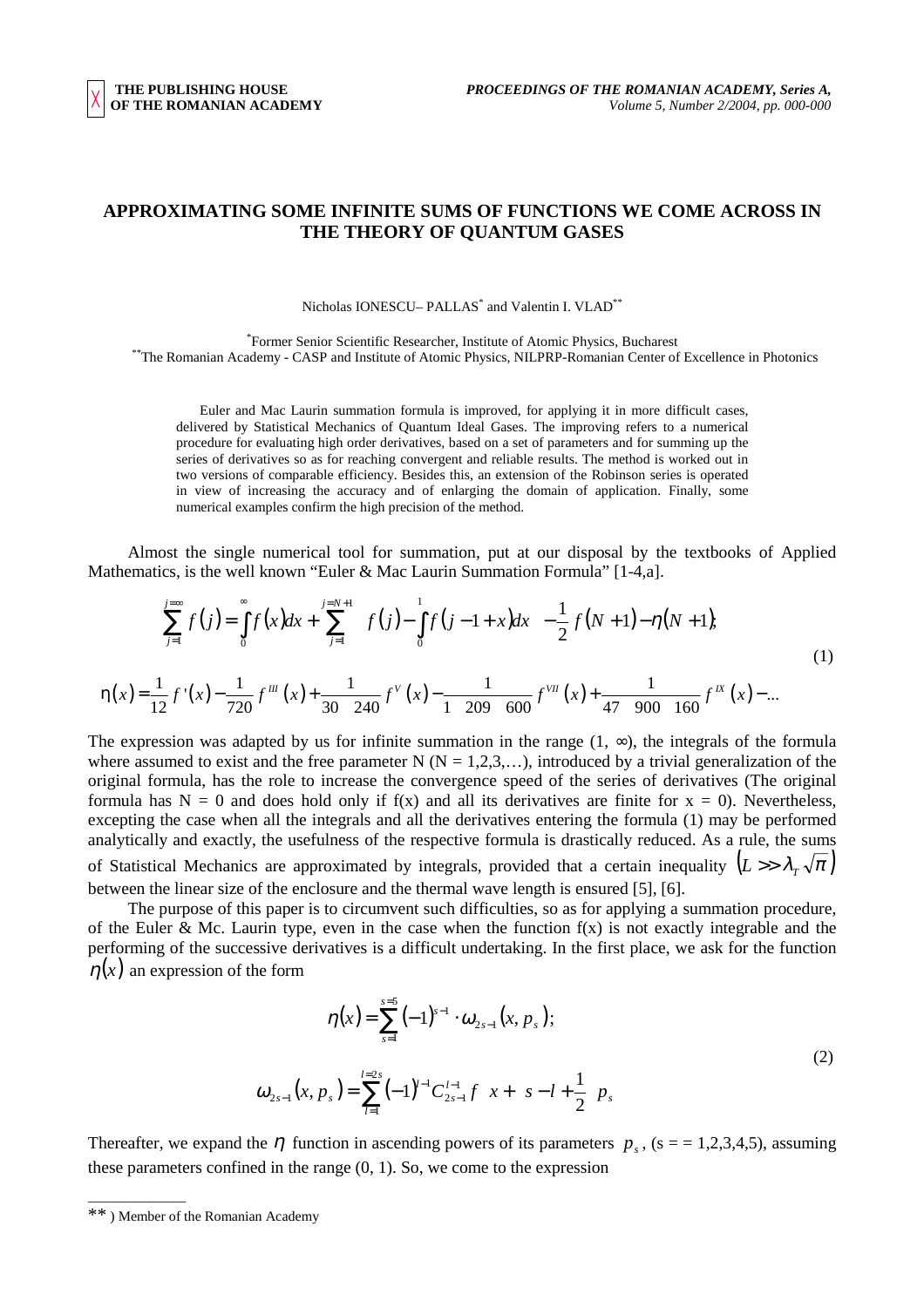# APPROXIMATING SOME INFINITE SUMS OF FUNCTIONS WE COME ACROSS IN THE THEORY OF QUANTUM GASES

Nicholas IONESCU– PALLAS* and Valentin I. VLAD**

*Former Senior Scientific Researcher, Institute of Atomic Physics, Bucharest
**The Romanian Academy - CASP and Institute of Atomic Physics, NILPRP-Romanian Center of Excellence in Photonics

Euler and Mac Laurin summation formula is improved, for applying it in more difficult cases, delivered by Statistical Mechanics of Quantum Ideal Gases. The improving refers to a numerical procedure for evaluating high order derivatives, based on a set of parameters and for summing up the series of derivatives so as for reaching convergent and reliable results. The method is worked out in two versions of comparable efficiency. Besides this, an extension of the Robinson series is operated in view of increasing the accuracy and of enlarging the domain of application. Finally, some numerical examples confirm the high precision of the method.

Almost the single numerical tool for summation, put at our disposal by the textbooks of Applied Mathematics, is the well known "Euler & Mac Laurin Summation Formula" [1-4,a].

$$\sum_{j=1}^{j=\infty} f(j) = \int_0^\infty f(x)dx + \sum_{j=1}^{j=N+1} \left[ f(j) - \int_0^1 f(j-1+x)dx \right] - \frac{1}{2} f(N+1) - \eta(N+1);$$

$$\eta(x) = \frac{1}{12} f'(x) - \frac{1}{720} f^{III}(x) + \frac{1}{30\ \ 240} f^{V}(x) - \frac{1}{1\ \ 209\ \ 600} f^{VII}(x) + \frac{1}{47\ \ 900\ \ 160} f^{IX}(x) - ... \tag{1}$$

The expression was adapted by us for infinite summation in the range $(1, \infty)$, the integrals of the formula where assumed to exist and the free parameter N (N = 1,2,3,…), introduced by a trivial generalization of the original formula, has the role to increase the convergence speed of the series of derivatives (The original formula has N = 0 and does hold only if f(x) and all its derivatives are finite for x = 0). Nevertheless, excepting the case when all the integrals and all the derivatives entering the formula (1) may be performed analytically and exactly, the usefulness of the respective formula is drastically reduced. As a rule, the sums of Statistical Mechanics are approximated by integrals, provided that a certain inequality $\left(L >> \lambda_T \sqrt{\pi}\right)$ between the linear size of the enclosure and the thermal wave length is ensured [5], [6].

The purpose of this paper is to circumvent such difficulties, so as for applying a summation procedure, of the Euler & Mc. Laurin type, even in the case when the function f(x) is not exactly integrable and the performing of the successive derivatives is a difficult undertaking. In the first place, we ask for the function $\eta(x)$ an expression of the form

$$\eta(x) = \sum_{s=1}^{s=5} (-1)^{s-1} \cdot \omega_{2s-1}(x, p_s);$$

$$\omega_{2s-1}(x, p_s) = \sum_{l=1}^{l=2s} (-1)^{l-1} C_{2s-1}^{l-1} f\left[ x + \left( s - l + \frac{1}{2} \right) p_s \right] \tag{2}$$

Thereafter, we expand the $\eta$ function in ascending powers of its parameters $p_s$, (s = = 1,2,3,4,5), assuming these parameters confined in the range (0, 1). So, we come to the expression

** ) Member of the Romanian Academy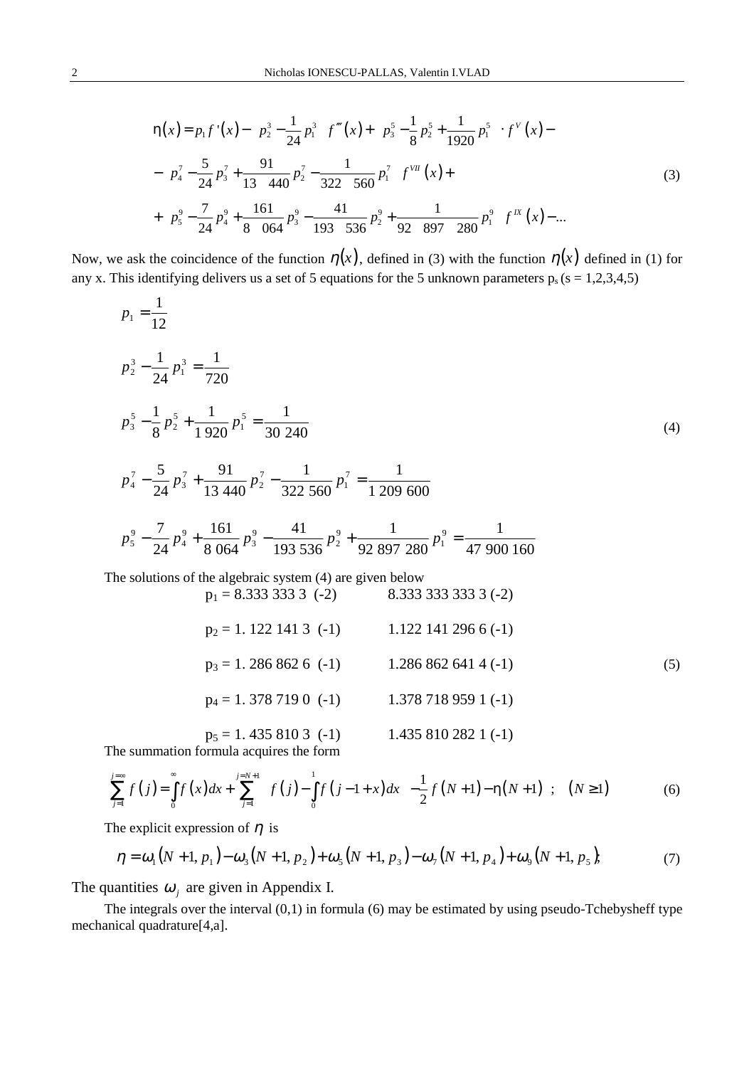$$
\begin{aligned}
\eta(x) = {} & p_1 f'(x) - \left(p_2^3 - \frac{1}{24} p_1^3\right) f'''(x) + \left(p_3^5 - \frac{1}{8} p_2^5 + \frac{1}{1920} p_1^5\right) \cdot f^{V}(x) - \\
& - \left(p_4^7 - \frac{5}{24} p_3^7 + \frac{91}{13\ 440} p_2^7 - \frac{1}{322\ 560} p_1^7\right) f^{VII}(x) + \\
& + \left(p_5^9 - \frac{7}{24} p_4^9 + \frac{161}{8\ 064} p_3^9 - \frac{41}{193\ 536} p_2^9 + \frac{1}{92\ 897\ 280} p_1^9\right) f^{IX}(x) - \ldots
\end{aligned}
\tag{3}
$$

Now, we ask the coincidence of the function $\eta(x)$, defined in (3) with the function $\eta(x)$ defined in (1) for any x. This identifying delivers us a set of 5 equations for the 5 unknown parameters $p_s$ (s = 1,2,3,4,5)

$$
\begin{aligned}
& p_1 = \frac{1}{12} \\
& p_2^3 - \frac{1}{24} p_1^3 = \frac{1}{720} \\
& p_3^5 - \frac{1}{8} p_2^5 + \frac{1}{1\,920} p_1^5 = \frac{1}{30\,240} \\
& p_4^7 - \frac{5}{24} p_3^7 + \frac{91}{13\,440} p_2^7 - \frac{1}{322\,560} p_1^7 = \frac{1}{1\,209\,600} \\
& p_5^9 - \frac{7}{24} p_4^9 + \frac{161}{8\,064} p_3^9 - \frac{41}{193\,536} p_2^9 + \frac{1}{92\,897\,280} p_1^9 = \frac{1}{47\,900\,160}
\end{aligned}
\tag{4}
$$

The solutions of the algebraic system (4) are given below

$$
\begin{aligned}
& p_1 = 8.333\,333\,3\ (-2) && 8.333\,333\,333\,3\ (-2) \\
& p_2 = 1.\,122\,141\,3\ (-1) && 1.122\,141\,296\,6\ (-1) \\
& p_3 = 1.\,286\,862\,6\ (-1) && 1.286\,862\,641\,4\ (-1) \\
& p_4 = 1.\,378\,719\,0\ (-1) && 1.378\,718\,959\,1\ (-1) \\
& p_5 = 1.\,435\,810\,3\ (-1) && 1.435\,810\,282\,1\ (-1)
\end{aligned}
\tag{5}
$$

The summation formula acquires the form

$$
\sum_{j=1}^{j=\infty} f(j) = \int_0^{\infty} f(x)\,dx + \sum_{j=1}^{j=N+1} \left[ f(j) - \int_0^1 f(j-1+x)\,dx \right] - \frac{1}{2} f(N+1) - \eta(N+1) \ ; \quad (N \geq 1)
\tag{6}
$$

The explicit expression of $\eta$ is

$$
\eta = \omega_1(N+1, p_1) - \omega_3(N+1, p_2) + \omega_5(N+1, p_3) - \omega_7(N+1, p_4) + \omega_9(N+1, p_5);
\tag{7}
$$

The quantities $\omega_j$ are given in Appendix I.

The integrals over the interval (0,1) in formula (6) may be estimated by using pseudo-Tchebysheff type mechanical quadrature[4,a].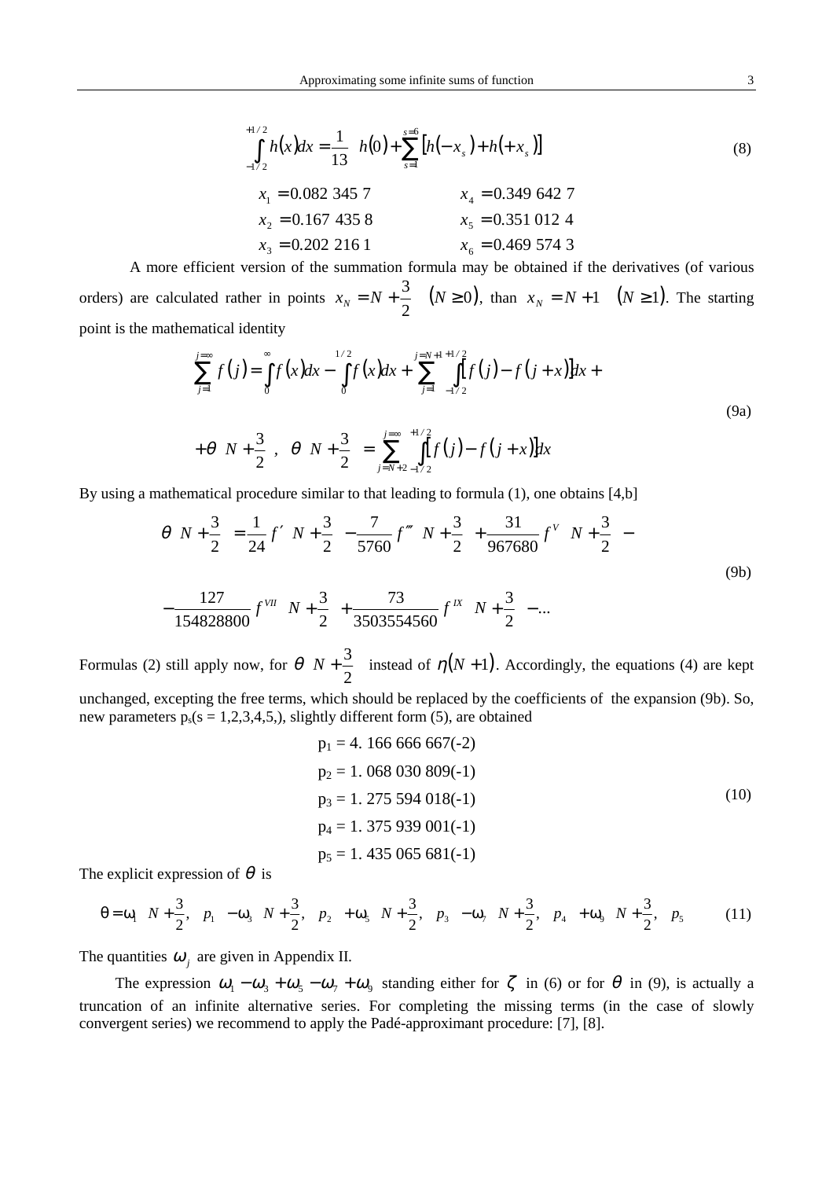$$\int_{-1/2}^{+1/2} h(x)dx = \frac{1}{13}\left[h(0) + \sum_{s=1}^{s=6}\left[h(-x_s) + h(+x_s)\right]\right] \tag{8}$$

$$\begin{aligned} x_1 &= 0.082\ 345\ 7 & x_4 &= 0.349\ 642\ 7 \\ x_2 &= 0.167\ 435\ 8 & x_5 &= 0.351\ 012\ 4 \\ x_3 &= 0.202\ 216\ 1 & x_6 &= 0.469\ 574\ 3 \end{aligned}$$

A more efficient version of the summation formula may be obtained if the derivatives (of various orders) are calculated rather in points $x_N = N + \frac{3}{2} \quad (N \geq 0)$, than $x_N = N + 1 \quad (N \geq 1)$. The starting point is the mathematical identity

$$\sum_{j=1}^{j=\infty} f(j) = \int_0^{\infty} f(x)dx - \int_0^{1/2} f(x)dx + \sum_{j=1}^{j=N+1} \int_{-1/2}^{+1/2} \left[f(j) - f(j+x)\right]dx +$$

$$+\theta\left(N + \frac{3}{2}\right), \quad \theta\left(N + \frac{3}{2}\right) = \sum_{j=N+2}^{j=\infty} \int_{-1/2}^{+1/2} \left[f(j) - f(j+x)\right]dx \tag{9a}$$

By using a mathematical procedure similar to that leading to formula (1), one obtains [4,b]

$$\theta\left(N + \frac{3}{2}\right) = \frac{1}{24} f'\left(N + \frac{3}{2}\right) - \frac{7}{5760} f'''\left(N + \frac{3}{2}\right) + \frac{31}{967680} f^{V}\left(N + \frac{3}{2}\right) -$$

$$- \frac{127}{154828800} f^{VII}\left(N + \frac{3}{2}\right) + \frac{73}{3503554560} f^{IX}\left(N + \frac{3}{2}\right) - \ldots \tag{9b}$$

Formulas (2) still apply now, for $\theta\left(N + \frac{3}{2}\right)$ instead of $\eta(N+1)$. Accordingly, the equations (4) are kept unchanged, excepting the free terms, which should be replaced by the coefficients of the expansion (9b). So, new parameters $p_s (s = 1,2,3,4,5,)$, slightly different form (5), are obtained

$$\begin{aligned} p_1 &= 4.\ 166\ 666\ 667(-2) \\ p_2 &= 1.\ 068\ 030\ 809(-1) \\ p_3 &= 1.\ 275\ 594\ 018(-1) \\ p_4 &= 1.\ 375\ 939\ 001(-1) \\ p_5 &= 1.\ 435\ 065\ 681(-1) \end{aligned} \tag{10}$$

The explicit expression of $\theta$ is

$$\theta = \omega_1\left(N + \frac{3}{2}, p_1\right) - \omega_3\left(N + \frac{3}{2}, p_2\right) + \omega_5\left(N + \frac{3}{2}, p_3\right) - \omega_7\left(N + \frac{3}{2}, p_4\right) + \omega_9\left(N + \frac{3}{2}, p_5\right) \tag{11}$$

The quantities $\omega_j$ are given in Appendix II.

The expression $\omega_1 - \omega_3 + \omega_5 - \omega_7 + \omega_9$ standing either for $\zeta$ in (6) or for $\theta$ in (9), is actually a truncation of an infinite alternative series. For completing the missing terms (in the case of slowly convergent series) we recommend to apply the Padé-approximant procedure: [7], [8].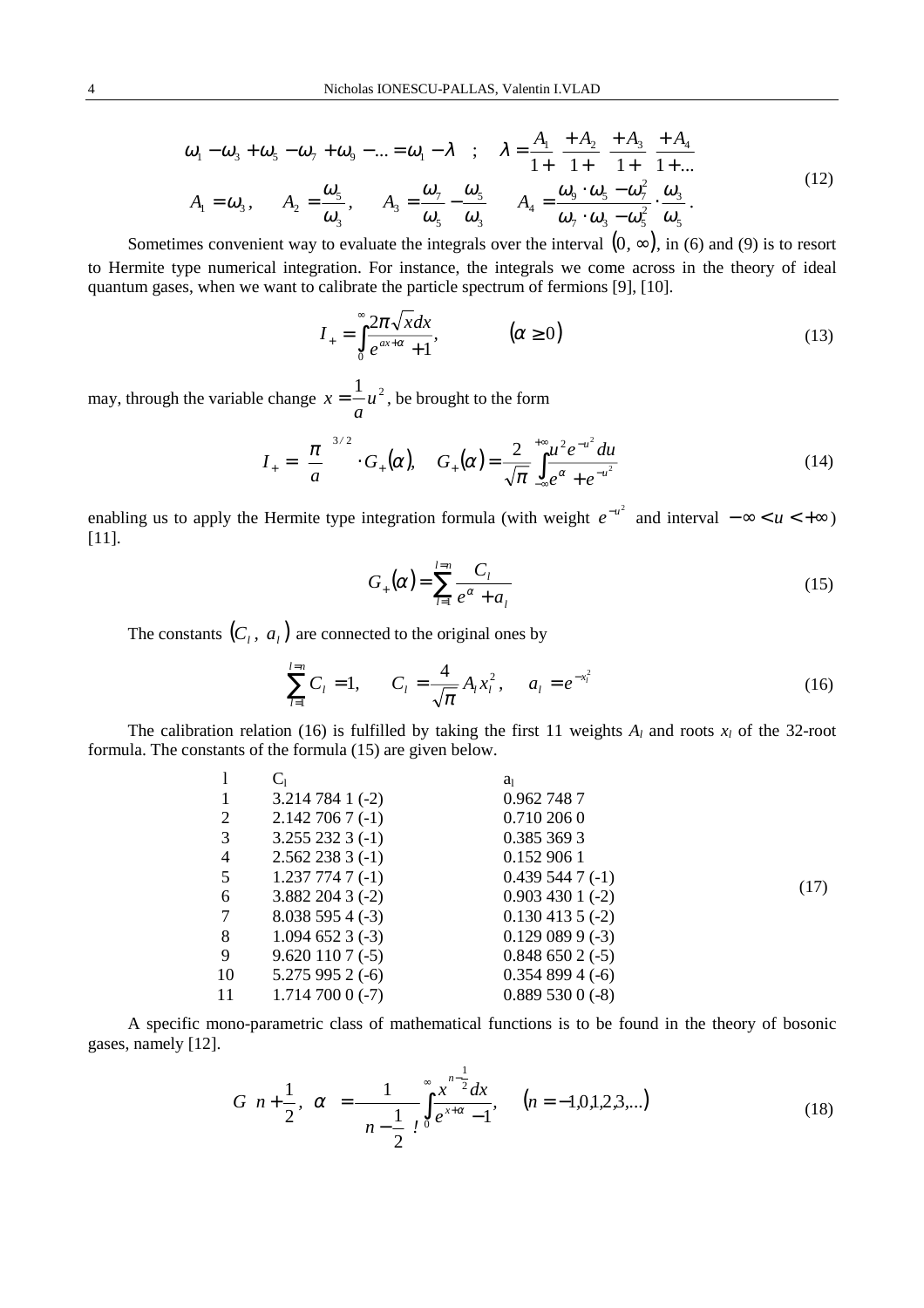$$\omega_1 - \omega_3 + \omega_5 - \omega_7 + \omega_9 - ... = \omega_1 - \lambda \quad ; \quad \lambda = \frac{A_1}{1+}\ \frac{+A_2}{1+}\ \frac{+A_3}{1+}\ \frac{+A_4}{1+...}$$

$$A_1 = \omega_3, \quad A_2 = \frac{\omega_5}{\omega_3}, \quad A_3 = \frac{\omega_7}{\omega_5} - \frac{\omega_5}{\omega_3} \quad A_4 = \frac{\omega_9 \cdot \omega_5 - \omega_7^2}{\omega_7 \cdot \omega_3 - \omega_5^2} \cdot \frac{\omega_3}{\omega_5}. \tag{12}$$

Sometimes convenient way to evaluate the integrals over the interval $(0, \infty)$, in (6) and (9) is to resort to Hermite type numerical integration. For instance, the integrals we come across in the theory of ideal quantum gases, when we want to calibrate the particle spectrum of fermions [9], [10].

$$I_+ = \int_0^\infty \frac{2\pi\sqrt{x}dx}{e^{ax+\alpha}+1}, \qquad (\alpha \geq 0) \tag{13}$$

may, through the variable change $x = \frac{1}{a}u^2$, be brought to the form

$$I_+ = \left(\frac{\pi}{a}\right)^{3/2} \cdot G_+(\alpha), \quad G_+(\alpha) = \frac{2}{\sqrt{\pi}} \int_{-\infty}^{+\infty} \frac{u^2 e^{-u^2} du}{e^\alpha + e^{-u^2}} \tag{14}$$

enabling us to apply the Hermite type integration formula (with weight $e^{-u^2}$ and interval $-\infty < u < +\infty$) [11].

$$G_+(\alpha) = \sum_{l=1}^{l=n} \frac{C_l}{e^\alpha + a_l} \tag{15}$$

The constants $(C_l,\ a_l)$ are connected to the original ones by

$$\sum_{l=1}^{l=n} C_l = 1, \qquad C_l = \frac{4}{\sqrt{\pi}} A_l x_l^2, \qquad a_l = e^{-x_l^2} \tag{16}$$

The calibration relation (16) is fulfilled by taking the first 11 weights $A_l$ and roots $x_l$ of the 32-root formula. The constants of the formula (15) are given below.

| l | $C_l$ | $a_l$ |
|---|---|---|
| 1 | 3.214 784 1 (-2) | 0.962 748 7 |
| 2 | 2.142 706 7 (-1) | 0.710 206 0 |
| 3 | 3.255 232 3 (-1) | 0.385 369 3 |
| 4 | 2.562 238 3 (-1) | 0.152 906 1 |
| 5 | 1.237 774 7 (-1) | 0.439 544 7 (-1) |
| 6 | 3.882 204 3 (-2) | 0.903 430 1 (-2) |
| 7 | 8.038 595 4 (-3) | 0.130 413 5 (-2) |
| 8 | 1.094 652 3 (-3) | 0.129 089 9 (-3) |
| 9 | 9.620 110 7 (-5) | 0.848 650 2 (-5) |
| 10 | 5.275 995 2 (-6) | 0.354 899 4 (-6) |
| 11 | 1.714 700 0 (-7) | 0.889 530 0 (-8) |

(17)

A specific mono-parametric class of mathematical functions is to be found in the theory of bosonic gases, namely [12].

$$G\left(n+\frac{1}{2},\ \alpha\right) = \frac{1}{\left(n-\frac{1}{2}\right)!} \int_0^\infty \frac{x^{n-\frac{1}{2}}dx}{e^{x+\alpha}-1}, \quad (n = -1,0,1,2,3,...) \tag{18}$$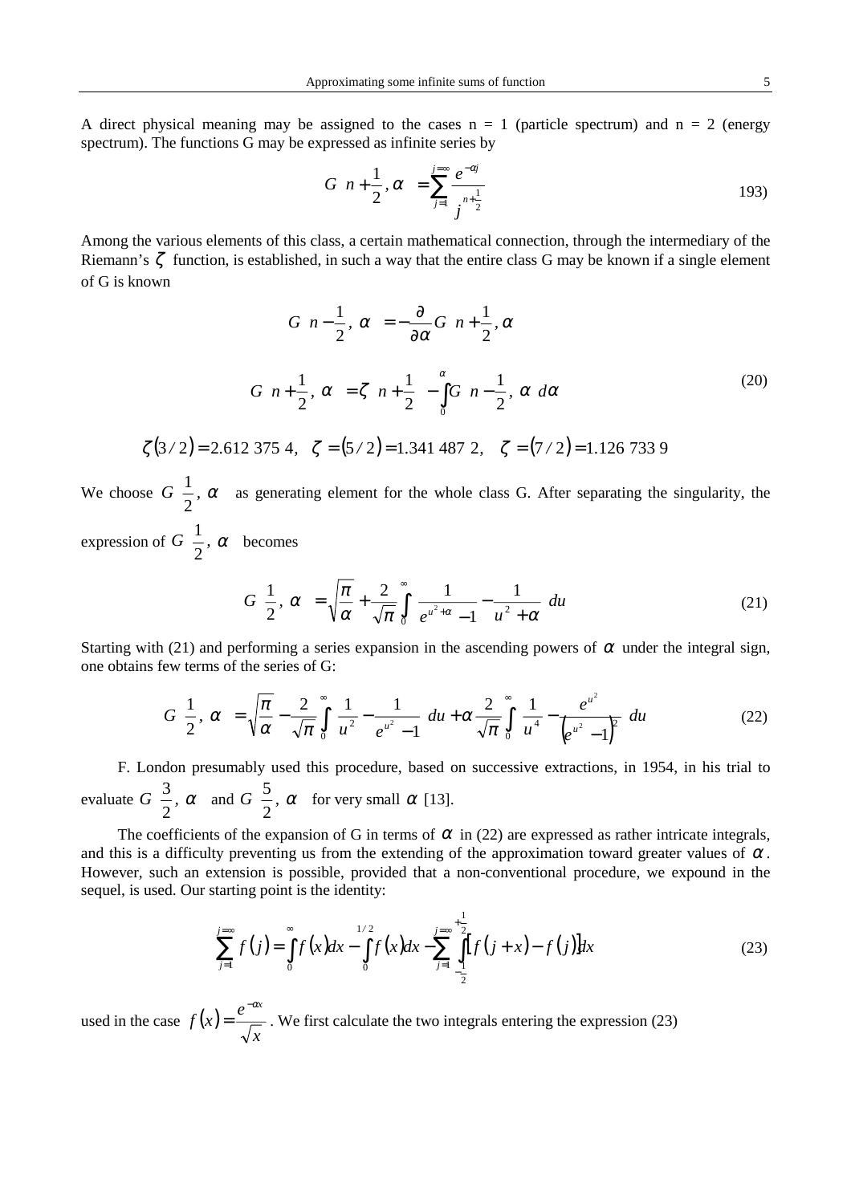A direct physical meaning may be assigned to the cases n = 1 (particle spectrum) and n = 2 (energy spectrum). The functions G may be expressed as infinite series by

$$G\left(n+\frac{1}{2},\alpha\right)=\sum_{j=1}^{j=\infty}\frac{e^{-\alpha j}}{j^{n+\frac{1}{2}}} \tag{193)}$$

Among the various elements of this class, a certain mathematical connection, through the intermediary of the Riemann's $\zeta$ function, is established, in such a way that the entire class G may be known if a single element of G is known

$$G\left(n-\frac{1}{2},\alpha\right)=-\frac{\partial}{\partial\alpha}G\left(n+\frac{1}{2},\alpha\right)$$

$$G\left(n+\frac{1}{2},\alpha\right)=\zeta\left(n+\frac{1}{2}\right)-\int_0^{\alpha}G\left(n-\frac{1}{2},\alpha\right)d\alpha \tag{20}$$

$$\zeta(3/2)=2.612\ 375\ 4,\quad \zeta=(5/2)=1.341\ 487\ 2,\quad \zeta=(7/2)=1.126\ 733\ 9$$

We choose $G\left(\frac{1}{2},\alpha\right)$ as generating element for the whole class G. After separating the singularity, the expression of $G\left(\frac{1}{2},\alpha\right)$ becomes

$$G\left(\frac{1}{2},\alpha\right)=\sqrt{\frac{\pi}{\alpha}}+\frac{2}{\sqrt{\pi}}\int_0^{\infty}\left(\frac{1}{e^{u^2+\alpha}-1}-\frac{1}{u^2+\alpha}\right)du \tag{21}$$

Starting with (21) and performing a series expansion in the ascending powers of $\alpha$ under the integral sign, one obtains few terms of the series of G:

$$G\left(\frac{1}{2},\alpha\right)=\sqrt{\frac{\pi}{\alpha}}-\frac{2}{\sqrt{\pi}}\int_0^{\infty}\left(\frac{1}{u^2}-\frac{1}{e^{u^2}-1}\right)du+\alpha\frac{2}{\sqrt{\pi}}\int_0^{\infty}\left(\frac{1}{u^4}-\frac{e^{u^2}}{\left(e^{u^2}-1\right)^2}\right)du \tag{22}$$

F. London presumably used this procedure, based on successive extractions, in 1954, in his trial to evaluate $G\left(\frac{3}{2},\alpha\right)$ and $G\left(\frac{5}{2},\alpha\right)$ for very small $\alpha$ [13].

The coefficients of the expansion of G in terms of $\alpha$ in (22) are expressed as rather intricate integrals, and this is a difficulty preventing us from the extending of the approximation toward greater values of $\alpha$. However, such an extension is possible, provided that a non-conventional procedure, we expound in the sequel, is used. Our starting point is the identity:

$$\sum_{j=1}^{j=\infty}f(j)=\int_0^{\infty}f(x)dx-\int_0^{1/2}f(x)dx-\sum_{j=1}^{j=\infty}\int_{-\frac{1}{2}}^{+\frac{1}{2}}\left[f(j+x)-f(j)\right]dx \tag{23}$$

used in the case $f(x)=\frac{e^{-\alpha x}}{\sqrt{x}}$. We first calculate the two integrals entering the expression (23)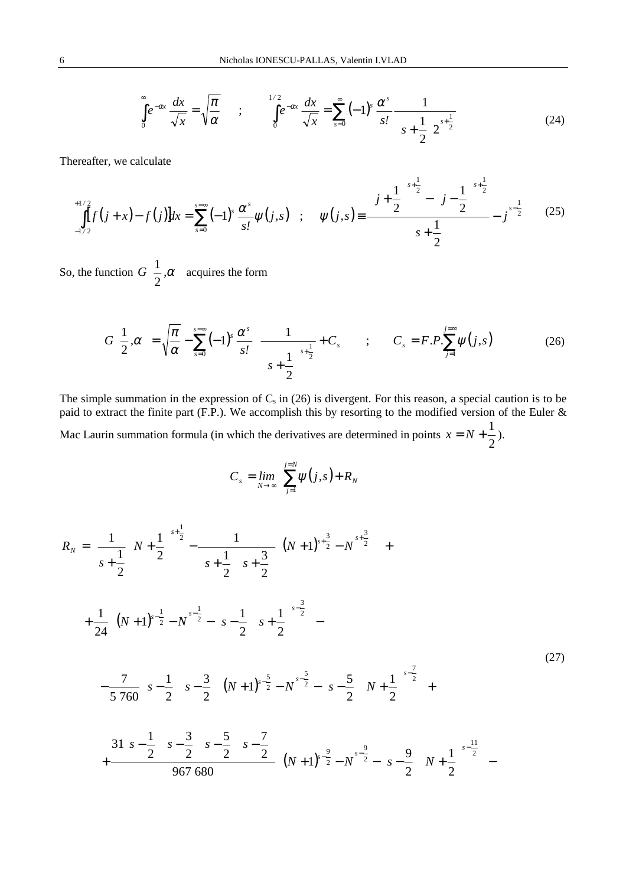$$\int_0^\infty e^{-\alpha x}\frac{dx}{\sqrt{x}}=\sqrt{\frac{\pi}{\alpha}} \qquad ; \qquad \int_0^{1/2} e^{-\alpha x}\frac{dx}{\sqrt{x}}=\sum_{s=0}^{\infty}(-1)^s\frac{\alpha^s}{s!}\frac{1}{\left(s+\frac{1}{2}\right)2^{s+\frac{1}{2}}} \tag{24}$$

Thereafter, we calculate

$$\int_{-1/2}^{+1/2}\left[f(j+x)-f(j)\right]dx=\sum_{s=0}^{s=\infty}(-1)^s\frac{\alpha^s}{s!}\psi(j,s) \quad ; \quad \psi(j,s)\equiv\frac{\left(j+\frac{1}{2}\right)^{s+\frac{1}{2}}-\left(j-\frac{1}{2}\right)^{s+\frac{1}{2}}}{s+\frac{1}{2}}-j^{s-\frac{1}{2}} \tag{25}$$

So, the function $G\left(\frac{1}{2},\alpha\right)$ acquires the form

$$G\left(\frac{1}{2},\alpha\right)=\sqrt{\frac{\pi}{\alpha}}-\sum_{s=0}^{s=\infty}(-1)^s\frac{\alpha^s}{s!}\left[\frac{1}{\left(s+\frac{1}{2}\right)^{s+\frac{1}{2}}}+C_s\right] \qquad ; \qquad C_s=F.P.\sum_{j=1}^{j=\infty}\psi(j,s) \tag{26}$$

The simple summation in the expression of $C_s$ in (26) is divergent. For this reason, a special caution is to be paid to extract the finite part (F.P.). We accomplish this by resorting to the modified version of the Euler & Mac Laurin summation formula (in which the derivatives are determined in points $x=N+\frac{1}{2}$).

$$C_s=\lim_{N\to\infty}\left[\sum_{j=1}^{j=N}\psi(j,s)+R_N\right]$$

$$\begin{aligned}
R_N =\ & \left[\frac{1}{s+\frac{1}{2}}\left(N+\frac{1}{2}\right)^{s+\frac{1}{2}}-\frac{1}{\left(s+\frac{1}{2}\right)\left(s+\frac{3}{2}\right)}\left((N+1)^{s+\frac{3}{2}}-N^{s+\frac{3}{2}}\right)\right]+ \\
& +\frac{1}{24}\left[(N+1)^{s-\frac{1}{2}}-N^{s-\frac{1}{2}}-\left(s-\frac{1}{2}\right)\left(s+\frac{1}{2}\right)^{s-\frac{3}{2}}\right]- \\
& -\frac{7}{5\,760}\left(s-\frac{1}{2}\right)\left(s-\frac{3}{2}\right)\left[(N+1)^{s-\frac{5}{2}}-N^{s-\frac{5}{2}}-\left(s-\frac{5}{2}\right)\left(N+\frac{1}{2}\right)^{s-\frac{7}{2}}\right]+ \\
& +\frac{31\left(s-\frac{1}{2}\right)\left(s-\frac{3}{2}\right)\left(s-\frac{5}{2}\right)\left(s-\frac{7}{2}\right)}{967\,680}\left[(N+1)^{s-\frac{9}{2}}-N^{s-\frac{9}{2}}-\left(s-\frac{9}{2}\right)\left(N+\frac{1}{2}\right)^{s-\frac{11}{2}}\right]-
\end{aligned} \tag{27}$$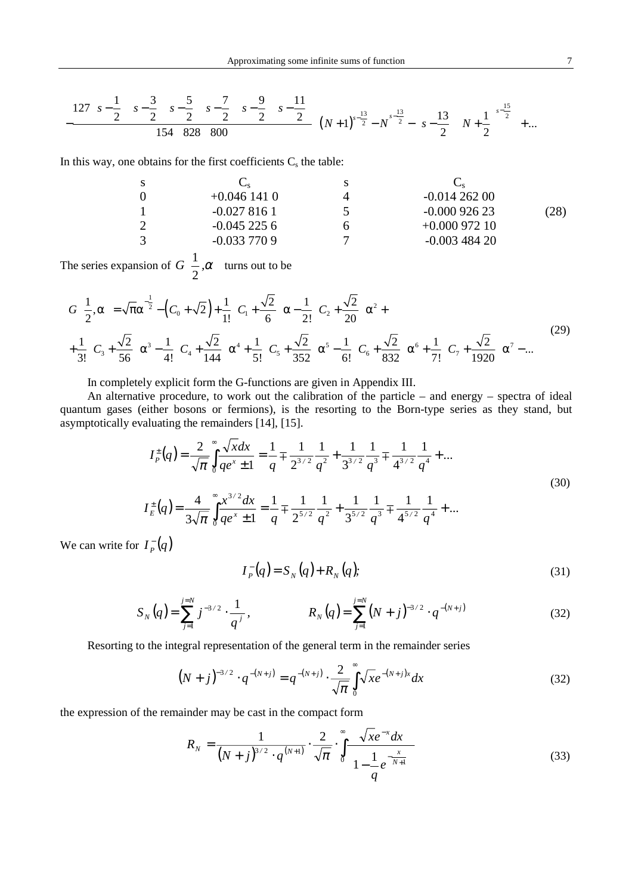$$-\frac{127\left(s-\frac{1}{2}\right)\left(s-\frac{3}{2}\right)\left(s-\frac{5}{2}\right)\left(s-\frac{7}{2}\right)\left(s-\frac{9}{2}\right)\left(s-\frac{11}{2}\right)}{154\ 828\ 800}\left[(N+1)^{s-\frac{13}{2}}-N^{s-\frac{13}{2}}-\left(s-\frac{13}{2}\right)\left(N+\frac{1}{2}\right)^{s-\frac{15}{2}}\right]+\ldots$$

In this way, one obtains for the first coefficients $C_s$ the table:

| s | $C_s$ | s | $C_s$ |
|---|---|---|---|
| 0 | +0.046 141 0 | 4 | -0.014 262 00 |
| 1 | -0.027 816 1 | 5 | -0.000 926 23 |
| 2 | -0.045 225 6 | 6 | +0.000 972 10 |
| 3 | -0.033 770 9 | 7 | -0.003 484 20 |

(28)

The series expansion of $G\left(\frac{1}{2},\alpha\right)$ turns out to be

$$\begin{aligned} G\left(\frac{1}{2},\alpha\right) &= \sqrt{\pi}\alpha^{-\frac{1}{2}}-\left(C_0+\sqrt{2}\right)+\frac{1}{1!}\left(C_1+\frac{\sqrt{2}}{6}\right)\alpha-\frac{1}{2!}\left(C_2+\frac{\sqrt{2}}{20}\right)\alpha^2+ \\ &+\frac{1}{3!}\left(C_3+\frac{\sqrt{2}}{56}\right)\alpha^3-\frac{1}{4!}\left(C_4+\frac{\sqrt{2}}{144}\right)\alpha^4+\frac{1}{5!}\left(C_5+\frac{\sqrt{2}}{352}\right)\alpha^5-\frac{1}{6!}\left(C_6+\frac{\sqrt{2}}{832}\right)\alpha^6+\frac{1}{7!}\left(C_7+\frac{\sqrt{2}}{1920}\right)\alpha^7-\ldots \end{aligned} \tag{29}$$

In completely explicit form the G-functions are given in Appendix III.

An alternative procedure, to work out the calibration of the particle – and energy – spectra of ideal quantum gases (either bosons or fermions), is the resorting to the Born-type series as they stand, but asymptotically evaluating the remainders [14], [15].

$$\begin{aligned} I_P^{\pm}(q) &= \frac{2}{\sqrt{\pi}}\int_0^{\infty}\frac{\sqrt{x}dx}{qe^x\pm 1}=\frac{1}{q}\mp\frac{1}{2^{3/2}}\frac{1}{q^2}+\frac{1}{3^{3/2}}\frac{1}{q^3}\mp\frac{1}{4^{3/2}}\frac{1}{q^4}+\ldots \\ I_E^{\pm}(q) &= \frac{4}{3\sqrt{\pi}}\int_0^{\infty}\frac{x^{3/2}dx}{qe^x\pm 1}=\frac{1}{q}\mp\frac{1}{2^{5/2}}\frac{1}{q^2}+\frac{1}{3^{5/2}}\frac{1}{q^3}\mp\frac{1}{4^{5/2}}\frac{1}{q^4}+\ldots \end{aligned} \tag{30}$$

We can write for $I_P^{-}(q)$

$$I_P^{-}(q)=S_N(q)+R_N(q); \tag{31}$$

$$S_N(q)=\sum_{j=1}^{j=N} j^{-3/2}\cdot\frac{1}{q^j}, \qquad R_N(q)=\sum_{j=1}^{j=N}(N+j)^{-3/2}\cdot q^{-(N+j)} \tag{32}$$

Resorting to the integral representation of the general term in the remainder series

$$(N+j)^{-3/2}\cdot q^{-(N+j)}=q^{-(N+j)}\cdot\frac{2}{\sqrt{\pi}}\int_0^{\infty}\sqrt{x}e^{-(N+j)x}dx \tag{32}$$

the expression of the remainder may be cast in the compact form

$$R_N=\frac{1}{(N+j)^{3/2}\cdot q^{(N+1)}}\cdot\frac{2}{\sqrt{\pi}}\cdot\int_0^{\infty}\frac{\sqrt{x}e^{-x}dx}{1-\frac{1}{q}e^{-\frac{x}{N+1}}} \tag{33}$$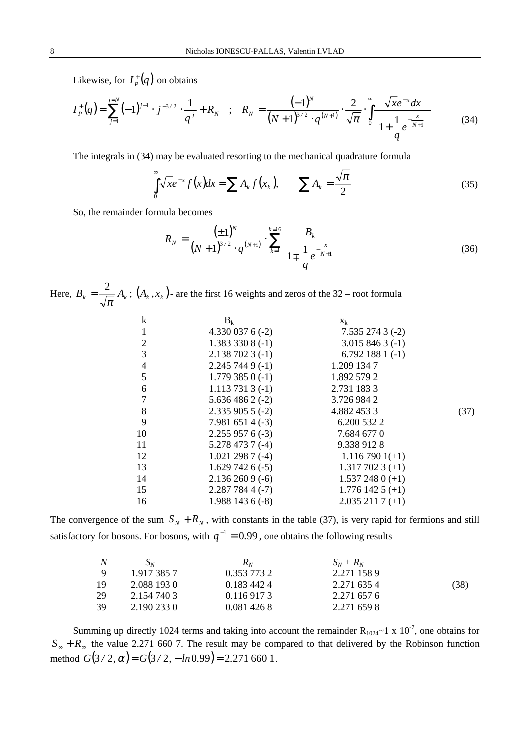Likewise, for $I_P^+(q)$ on obtains

$$I_P^+(q) = \sum_{j=1}^{j=N} (-1)^{j-1} \cdot j^{-3/2} \cdot \frac{1}{q^j} + R_N \quad ; \quad R_N = \frac{(-1)^N}{(N+1)^{3/2} \cdot q^{(N+1)}} \cdot \frac{2}{\sqrt{\pi}} \cdot \int_0^\infty \frac{\sqrt{x} e^{-x} dx}{1 + \frac{1}{q} e^{-\frac{x}{N+1}}} \tag{34}$$

The integrals in (34) may be evaluated resorting to the mechanical quadrature formula

$$\int_0^\infty \sqrt{x} e^{-x} f(x) dx = \sum A_k f(x_k), \qquad \sum A_k = \frac{\sqrt{\pi}}{2} \tag{35}$$

So, the remainder formula becomes

$$R_N = \frac{(\pm 1)^N}{(N+1)^{3/2} \cdot q^{(N+1)}} \cdot \sum_{k=1}^{k=16} \frac{B_k}{1 \mp \frac{1}{q} e^{-\frac{x}{N+1}}} \tag{36}$$

Here, $B_k = \frac{2}{\sqrt{\pi}} A_k$ ; $(A_k, x_k)$- are the first 16 weights and zeros of the 32 – root formula

| k | $B_k$ | $x_k$ |
|---|---|---|
| 1 | 4.330 037 6 (-2) | 7.535 274 3 (-2) |
| 2 | 1.383 330 8 (-1) | 3.015 846 3 (-1) |
| 3 | 2.138 702 3 (-1) | 6.792 188 1 (-1) |
| 4 | 2.245 744 9 (-1) | 1.209 134 7 |
| 5 | 1.779 385 0 (-1) | 1.892 579 2 |
| 6 | 1.113 731 3 (-1) | 2.731 183 3 |
| 7 | 5.636 486 2 (-2) | 3.726 984 2 |
| 8 | 2.335 905 5 (-2) | 4.882 453 3 |
| 9 | 7.981 651 4 (-3) | 6.200 532 2 |
| 10 | 2.255 957 6 (-3) | 7.684 677 0 |
| 11 | 5.278 473 7 (-4) | 9.338 912 8 |
| 12 | 1.021 298 7 (-4) | 1.116 790 1(+1) |
| 13 | 1.629 742 6 (-5) | 1.317 702 3 (+1) |
| 14 | 2.136 260 9 (-6) | 1.537 248 0 (+1) |
| 15 | 2.287 784 4 (-7) | 1.776 142 5 (+1) |
| 16 | 1.988 143 6 (-8) | 2.035 211 7 (+1) |

(37)

The convergence of the sum $S_N + R_N$, with constants in the table (37), is very rapid for fermions and still satisfactory for bosons. For bosons, with $q^{-1} = 0.99$, one obtains the following results

| $N$ | $S_N$ | $R_N$ | $S_N + R_N$ |
|---|---|---|---|
| 9 | 1.917 385 7 | 0.353 773 2 | 2.271 158 9 |
| 19 | 2.088 193 0 | 0.183 442 4 | 2.271 635 4 |
| 29 | 2.154 740 3 | 0.116 917 3 | 2.271 657 6 |
| 39 | 2.190 233 0 | 0.081 426 8 | 2.271 659 8 |

(38)

Summing up directly 1024 terms and taking into account the remainder $R_{1024} \sim 1 \times 10^{-7}$, one obtains for $S_\infty + R_\infty$ the value 2.271 660 7. The result may be compared to that delivered by the Robinson function method $G(3/2, \alpha) = G(3/2, -ln\,0.99) = 2.271\,660\,1$.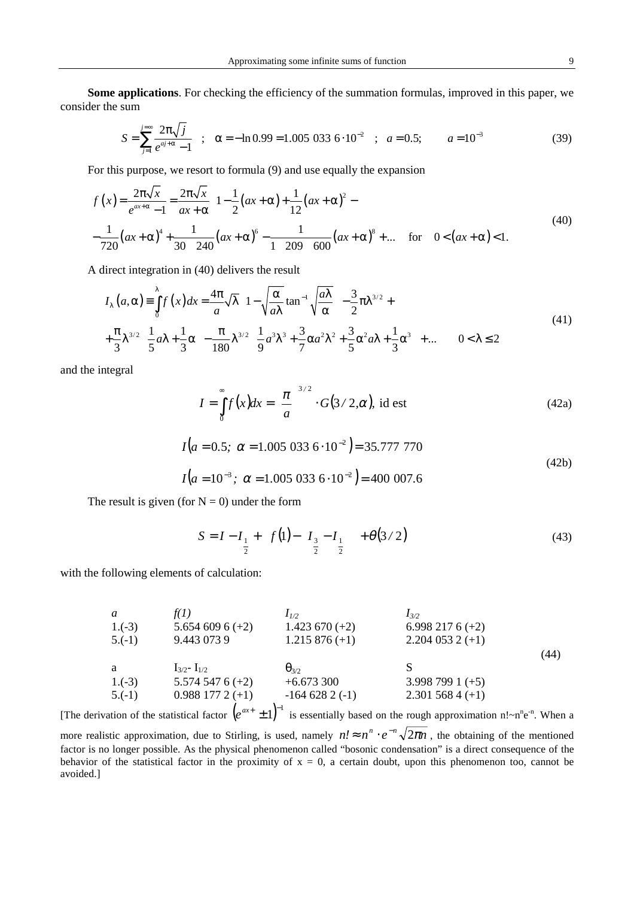**Some applications**. For checking the efficiency of the summation formulas, improved in this paper, we consider the sum

$$S = \sum_{j=1}^{j=\infty} \frac{2\pi\sqrt{j}}{e^{aj+\alpha} - 1} \quad ; \quad \alpha = -\ln 0.99 = 1.005\ 033\ 6 \cdot 10^{-2} \quad ; \quad a = 0.5; \qquad a = 10^{-3} \tag{39}$$

For this purpose, we resort to formula (9) and use equally the expansion

$$\begin{aligned} f(x) &= \frac{2\pi\sqrt{x}}{e^{ax+\alpha} - 1} = \frac{2\pi\sqrt{x}}{ax+\alpha}\left[1 - \frac{1}{2}(ax+\alpha) + \frac{1}{12}(ax+\alpha)^2 - \right. \\ &\left. - \frac{1}{720}(ax+\alpha)^4 + \frac{1}{30\ \ 240}(ax+\alpha)^6 - \frac{1}{1\ \ 209\ \ 600}(ax+\alpha)^8 + ...\right] \quad \text{for} \quad 0 < (ax+\alpha) < 1. \end{aligned} \tag{40}$$

A direct integration in (40) delivers the result

$$\begin{aligned} I_\lambda(a,\alpha) &\equiv \int_0^\lambda f(x)\,dx = \frac{4\pi}{a}\sqrt{\lambda}\left[1 - \sqrt{\frac{\alpha}{a\lambda}}\tan^{-1}\sqrt{\frac{a\lambda}{\alpha}}\right] - \frac{3}{2}\pi\lambda^{3/2} + \\ &+ \frac{\pi}{3}\lambda^{3/2}\left(\frac{1}{5}a\lambda + \frac{1}{3}\alpha\right) - \frac{\pi}{180}\lambda^{3/2}\left(\frac{1}{9}a^3\lambda^3 + \frac{3}{7}\alpha a^2\lambda^2 + \frac{3}{5}\alpha^2 a\lambda + \frac{1}{3}\alpha^3\right) + ... \qquad 0 < \lambda \le 2 \end{aligned} \tag{41}$$

and the integral

$$I = \int_0^\infty f(x)\,dx = \left(\frac{\pi}{a}\right)^{3/2} \cdot G(3/2, \alpha), \text{ id est} \tag{42a}$$

$$\begin{aligned} I\left(a = 0.5;\ \alpha = 1.005\ 033\ 6 \cdot 10^{-2}\right) &= 35.777\ 770 \\ I\left(a = 10^{-3};\ \alpha = 1.005\ 033\ 6 \cdot 10^{-2}\right) &= 400\ 007.6 \end{aligned} \tag{42b}$$

The result is given (for N = 0) under the form

$$S = I - I_{\frac{1}{2}} + \left[f(1) - \left(I_{\frac{3}{2}} - I_{\frac{1}{2}}\right)\right] + \theta(3/2) \tag{43}$$

with the following elements of calculation:

| $a$ | $f(1)$ | $I_{1/2}$ | $I_{3/2}$ |
|---|---|---|---|
| 1.(-3) | 5.654 609 6 (+2) | 1.423 670 (+2) | 6.998 217 6 (+2) |
| 5.(-1) | 9.443 073 9 | 1.215 876 (+1) | 2.204 053 2 (+1) |
| a | $I_{3/2}$- $I_{1/2}$ | $\theta_{3/2}$ | S |
| 1.(-3) | 5.574 547 6 (+2) | +6.673 300 | 3.998 799 1 (+5) |
| 5.(-1) | 0.988 177 2 (+1) | -164 628 2 (-1) | 2.301 568 4 (+1) |

(44)

[The derivation of the statistical factor $\left(e^{ax+} \pm 1\right)^{-1}$ is essentially based on the rough approximation $n!\sim n^n e^{-n}$. When a more realistic approximation, due to Stirling, is used, namely $n! \approx n^n \cdot e^{-n}\sqrt{2\pi n}$, the obtaining of the mentioned factor is no longer possible. As the physical phenomenon called "bosonic condensation" is a direct consequence of the behavior of the statistical factor in the proximity of x = 0, a certain doubt, upon this phenomenon too, cannot be avoided.]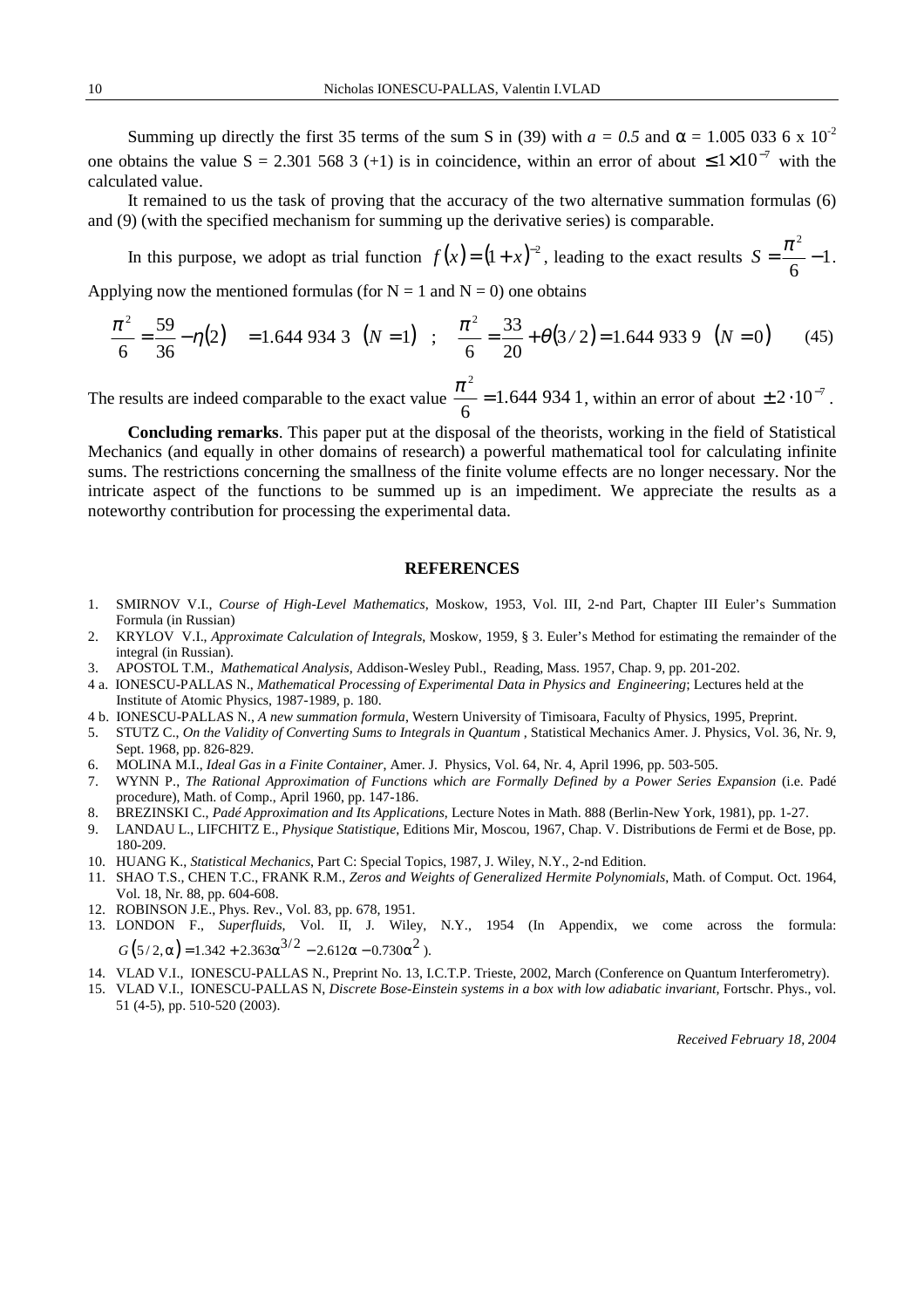Summing up directly the first 35 terms of the sum S in (39) with $a = 0.5$ and $\alpha = 1.005\ 033\ 6 \times 10^{-2}$ one obtains the value S = 2.301 568 3 (+1) is in coincidence, within an error of about $\leq 1 \times 10^{-7}$ with the calculated value.

It remained to us the task of proving that the accuracy of the two alternative summation formulas (6) and (9) (with the specified mechanism for summing up the derivative series) is comparable.

In this purpose, we adopt as trial function $f(x) = (1+x)^{-2}$, leading to the exact results $S = \dfrac{\pi^2}{6} - 1$. Applying now the mentioned formulas (for N = 1 and N = 0) one obtains

$$\frac{\pi^2}{6} = \frac{59}{36} - \eta(2) \quad = 1.644\ 934\ 3 \quad (N = 1) \quad ; \quad \frac{\pi^2}{6} = \frac{33}{20} + \theta(3/2) = 1.644\ 933\ 9 \quad (N = 0) \tag{45}$$

The results are indeed comparable to the exact value $\dfrac{\pi^2}{6} = 1.644\ 934\ 1$, within an error of about $\pm 2 \cdot 10^{-7}$.

**Concluding remarks**. This paper put at the disposal of the theorists, working in the field of Statistical Mechanics (and equally in other domains of research) a powerful mathematical tool for calculating infinite sums. The restrictions concerning the smallness of the finite volume effects are no longer necessary. Nor the intricate aspect of the functions to be summed up is an impediment. We appreciate the results as a noteworthy contribution for processing the experimental data.

## REFERENCES

1. SMIRNOV V.I., *Course of High-Level Mathematics*, Moskow, 1953, Vol. III, 2-nd Part, Chapter III Euler's Summation Formula (in Russian)
2. KRYLOV V.I., *Approximate Calculation of Integrals*, Moskow, 1959, § 3. Euler's Method for estimating the remainder of the integral (in Russian).
3. APOSTOL T.M., *Mathematical Analysis*, Addison-Wesley Publ., Reading, Mass. 1957, Chap. 9, pp. 201-202.

4 a. IONESCU-PALLAS N., *Mathematical Processing of Experimental Data in Physics and Engineering*; Lectures held at the Institute of Atomic Physics, 1987-1989, p. 180.

4 b. IONESCU-PALLAS N., *A new summation formula*, Western University of Timisoara, Faculty of Physics, 1995, Preprint.

5. STUTZ C., *On the Validity of Converting Sums to Integrals in Quantum* , Statistical Mechanics Amer. J. Physics, Vol. 36, Nr. 9, Sept. 1968, pp. 826-829.
6. MOLINA M.I., *Ideal Gas in a Finite Container*, Amer. J. Physics, Vol. 64, Nr. 4, April 1996, pp. 503-505.
7. WYNN P., *The Rational Approximation of Functions which are Formally Defined by a Power Series Expansion* (i.e. Padé procedure), Math. of Comp., April 1960, pp. 147-186.
8. BREZINSKI C., *Padé Approximation and Its Applications*, Lecture Notes in Math. 888 (Berlin-New York, 1981), pp. 1-27.
9. LANDAU L., LIFCHITZ E., *Physique Statistique*, Editions Mir, Moscou, 1967, Chap. V. Distributions de Fermi et de Bose, pp. 180-209.
10. HUANG K., *Statistical Mechanics*, Part C: Special Topics, 1987, J. Wiley, N.Y., 2-nd Edition.
11. SHAO T.S., CHEN T.C., FRANK R.M., *Zeros and Weights of Generalized Hermite Polynomials*, Math. of Comput. Oct. 1964, Vol. 18, Nr. 88, pp. 604-608.
12. ROBINSON J.E., Phys. Rev., Vol. 83, pp. 678, 1951.
13. LONDON F., *Superfluids*, Vol. II, J. Wiley, N.Y., 1954 (In Appendix, we come across the formula: $G(5/2, \alpha) = 1.342 + 2.363\alpha^{3/2} - 2.612\alpha - 0.730\alpha^2$ ).
14. VLAD V.I., IONESCU-PALLAS N., Preprint No. 13, I.C.T.P. Trieste, 2002, March (Conference on Quantum Interferometry).
15. VLAD V.I., IONESCU-PALLAS N, *Discrete Bose-Einstein systems in a box with low adiabatic invariant*, Fortschr. Phys., vol. 51 (4-5), pp. 510-520 (2003).

*Received February 18, 2004*